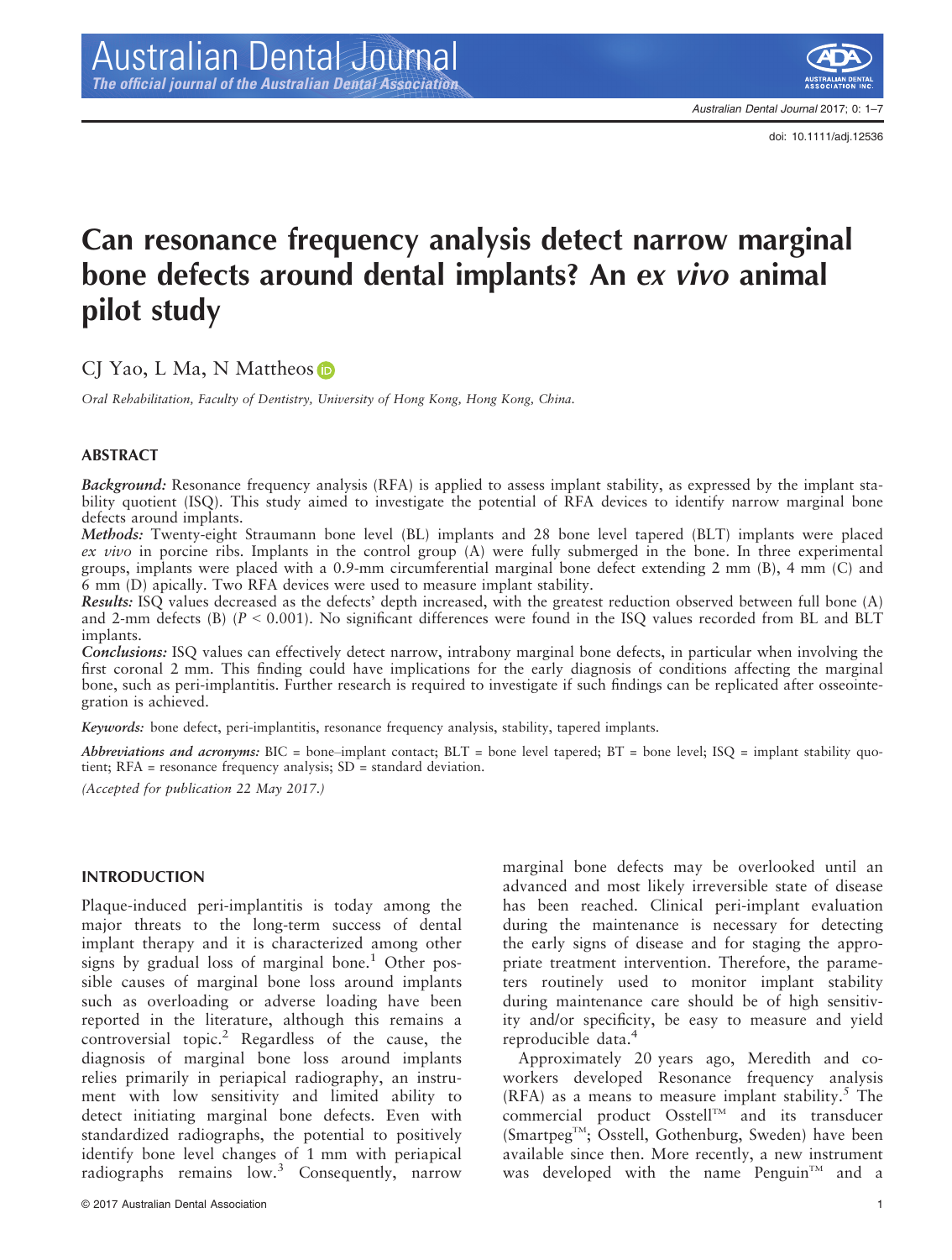# Can resonance frequency analysis detect narrow marginal bone defects around dental implants? An *ex vivo* animal pilot study

CJ Yao, L Ma, N Mattheos

*Oral Rehabilitation, Faculty of Dentistry, University of Hong Kong, Hong Kong, China.*

doi: 10.1111/adj.12536

## ABSTRACT

***Background:*** Resonance frequency analysis (RFA) is applied to assess implant stability, as expressed by the implant stability quotient (ISQ). This study aimed to investigate the potential of RFA devices to identify narrow marginal bone defects around implants.

***Methods:*** Twenty-eight Straumann bone level (BL) implants and 28 bone level tapered (BLT) implants were placed *ex vivo* in porcine ribs. Implants in the control group (A) were fully submerged in the bone. In three experimental groups, implants were placed with a 0.9-mm circumferential marginal bone defect extending 2 mm (B), 4 mm (C) and 6 mm (D) apically. Two RFA devices were used to measure implant stability.

***Results:*** ISQ values decreased as the defects' depth increased, with the greatest reduction observed between full bone (A) and 2-mm defects (B) ($P < 0.001$). No significant differences were found in the ISQ values recorded from BL and BLT implants.

***Conclusions:*** ISQ values can effectively detect narrow, intrabony marginal bone defects, in particular when involving the first coronal 2 mm. This finding could have implications for the early diagnosis of conditions affecting the marginal bone, such as peri-implantitis. Further research is required to investigate if such findings can be replicated after osseointegration is achieved.

***Keywords:*** bone defect, peri-implantitis, resonance frequency analysis, stability, tapered implants.

***Abbreviations and acronyms:*** BIC = bone–implant contact; BLT = bone level tapered; BT = bone level; ISQ = implant stability quotient; RFA = resonance frequency analysis; SD = standard deviation.

*(Accepted for publication 22 May 2017.)*

## INTRODUCTION

Plaque-induced peri-implantitis is today among the major threats to the long-term success of dental implant therapy and it is characterized among other signs by gradual loss of marginal bone.[1] Other possible causes of marginal bone loss around implants such as overloading or adverse loading have been reported in the literature, although this remains a controversial topic.[2] Regardless of the cause, the diagnosis of marginal bone loss around implants relies primarily in periapical radiography, an instrument with low sensitivity and limited ability to detect initiating marginal bone defects. Even with standardized radiographs, the potential to positively identify bone level changes of 1 mm with periapical radiographs remains low.[3] Consequently, narrow marginal bone defects may be overlooked until an advanced and most likely irreversible state of disease has been reached. Clinical peri-implant evaluation during the maintenance is necessary for detecting the early signs of disease and for staging the appropriate treatment intervention. Therefore, the parameters routinely used to monitor implant stability during maintenance care should be of high sensitivity and/or specificity, be easy to measure and yield reproducible data.[4]

Approximately 20 years ago, Meredith and coworkers developed Resonance frequency analysis (RFA) as a means to measure implant stability.[5] The commercial product Osstell™ and its transducer (Smartpeg™; Osstell, Gothenburg, Sweden) have been available since then. More recently, a new instrument was developed with the name Penguin™ and a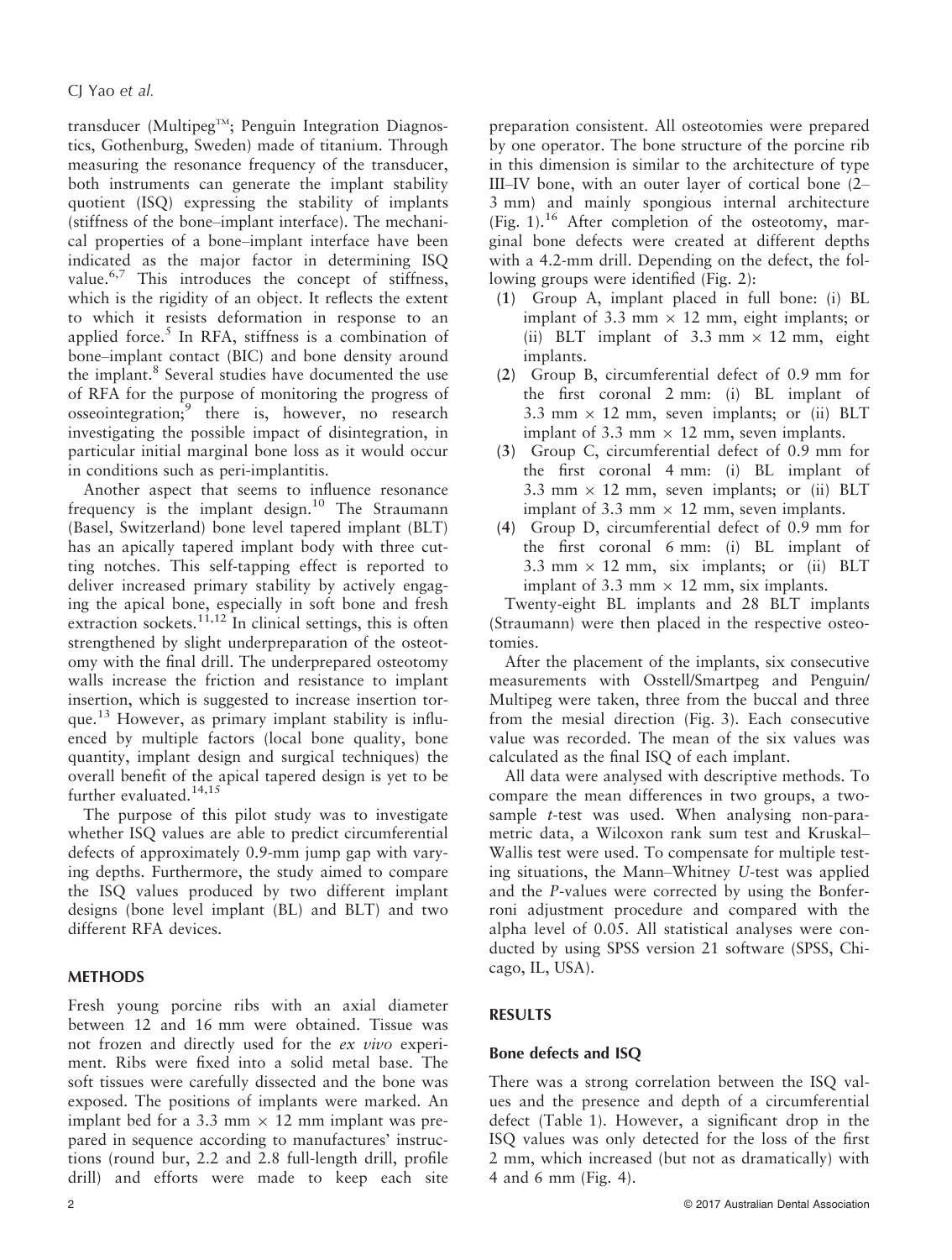transducer (Multipeg™; Penguin Integration Diagnostics, Gothenburg, Sweden) made of titanium. Through measuring the resonance frequency of the transducer, both instruments can generate the implant stability quotient (ISQ) expressing the stability of implants (stiffness of the bone–implant interface). The mechanical properties of a bone–implant interface have been indicated as the major factor in determining ISQ value.[6,7] This introduces the concept of stiffness, which is the rigidity of an object. It reflects the extent to which it resists deformation in response to an applied force.[5] In RFA, stiffness is a combination of bone–implant contact (BIC) and bone density around the implant.[8] Several studies have documented the use of RFA for the purpose of monitoring the progress of osseointegration;[9] there is, however, no research investigating the possible impact of disintegration, in particular initial marginal bone loss as it would occur in conditions such as peri-implantitis.

Another aspect that seems to influence resonance frequency is the implant design.[10] The Straumann (Basel, Switzerland) bone level tapered implant (BLT) has an apically tapered implant body with three cutting notches. This self-tapping effect is reported to deliver increased primary stability by actively engaging the apical bone, especially in soft bone and fresh extraction sockets.[11,12] In clinical settings, this is often strengthened by slight underpreparation of the osteotomy with the final drill. The underprepared osteotomy walls increase the friction and resistance to implant insertion, which is suggested to increase insertion torque.[13] However, as primary implant stability is influenced by multiple factors (local bone quality, bone quantity, implant design and surgical techniques) the overall benefit of the apical tapered design is yet to be further evaluated.[14,15]

The purpose of this pilot study was to investigate whether ISQ values are able to predict circumferential defects of approximately 0.9-mm jump gap with varying depths. Furthermore, the study aimed to compare the ISQ values produced by two different implant designs (bone level implant (BL) and BLT) and two different RFA devices.

## METHODS

Fresh young porcine ribs with an axial diameter between 12 and 16 mm were obtained. Tissue was not frozen and directly used for the *ex vivo* experiment. Ribs were fixed into a solid metal base. The soft tissues were carefully dissected and the bone was exposed. The positions of implants were marked. An implant bed for a 3.3 mm × 12 mm implant was prepared in sequence according to manufactures' instructions (round bur, 2.2 and 2.8 full-length drill, profile drill) and efforts were made to keep each site preparation consistent. All osteotomies were prepared by one operator. The bone structure of the porcine rib in this dimension is similar to the architecture of type III–IV bone, with an outer layer of cortical bone (2–3 mm) and mainly spongious internal architecture (Fig. 1).[16] After completion of the osteotomy, marginal bone defects were created at different depths with a 4.2-mm drill. Depending on the defect, the following groups were identified (Fig. 2):

(1) Group A, implant placed in full bone: (i) BL implant of 3.3 mm × 12 mm, eight implants; or (ii) BLT implant of 3.3 mm × 12 mm, eight implants.
(2) Group B, circumferential defect of 0.9 mm for the first coronal 2 mm: (i) BL implant of 3.3 mm × 12 mm, seven implants; or (ii) BLT implant of 3.3 mm × 12 mm, seven implants.
(3) Group C, circumferential defect of 0.9 mm for the first coronal 4 mm: (i) BL implant of 3.3 mm × 12 mm, seven implants; or (ii) BLT implant of 3.3 mm × 12 mm, seven implants.
(4) Group D, circumferential defect of 0.9 mm for the first coronal 6 mm: (i) BL implant of 3.3 mm × 12 mm, six implants; or (ii) BLT implant of 3.3 mm × 12 mm, six implants.

Twenty-eight BL implants and 28 BLT implants (Straumann) were then placed in the respective osteotomies.

After the placement of the implants, six consecutive measurements with Osstell/Smartpeg and Penguin/Multipeg were taken, three from the buccal and three from the mesial direction (Fig. 3). Each consecutive value was recorded. The mean of the six values was calculated as the final ISQ of each implant.

All data were analysed with descriptive methods. To compare the mean differences in two groups, a two-sample *t*-test was used. When analysing non-parametric data, a Wilcoxon rank sum test and Kruskal–Wallis test were used. To compensate for multiple testing situations, the Mann–Whitney *U*-test was applied and the *P*-values were corrected by using the Bonferroni adjustment procedure and compared with the alpha level of 0.05. All statistical analyses were conducted by using SPSS version 21 software (SPSS, Chicago, IL, USA).

## RESULTS

### Bone defects and ISQ

There was a strong correlation between the ISQ values and the presence and depth of a circumferential defect (Table 1). However, a significant drop in the ISQ values was only detected for the loss of the first 2 mm, which increased (but not as dramatically) with 4 and 6 mm (Fig. 4).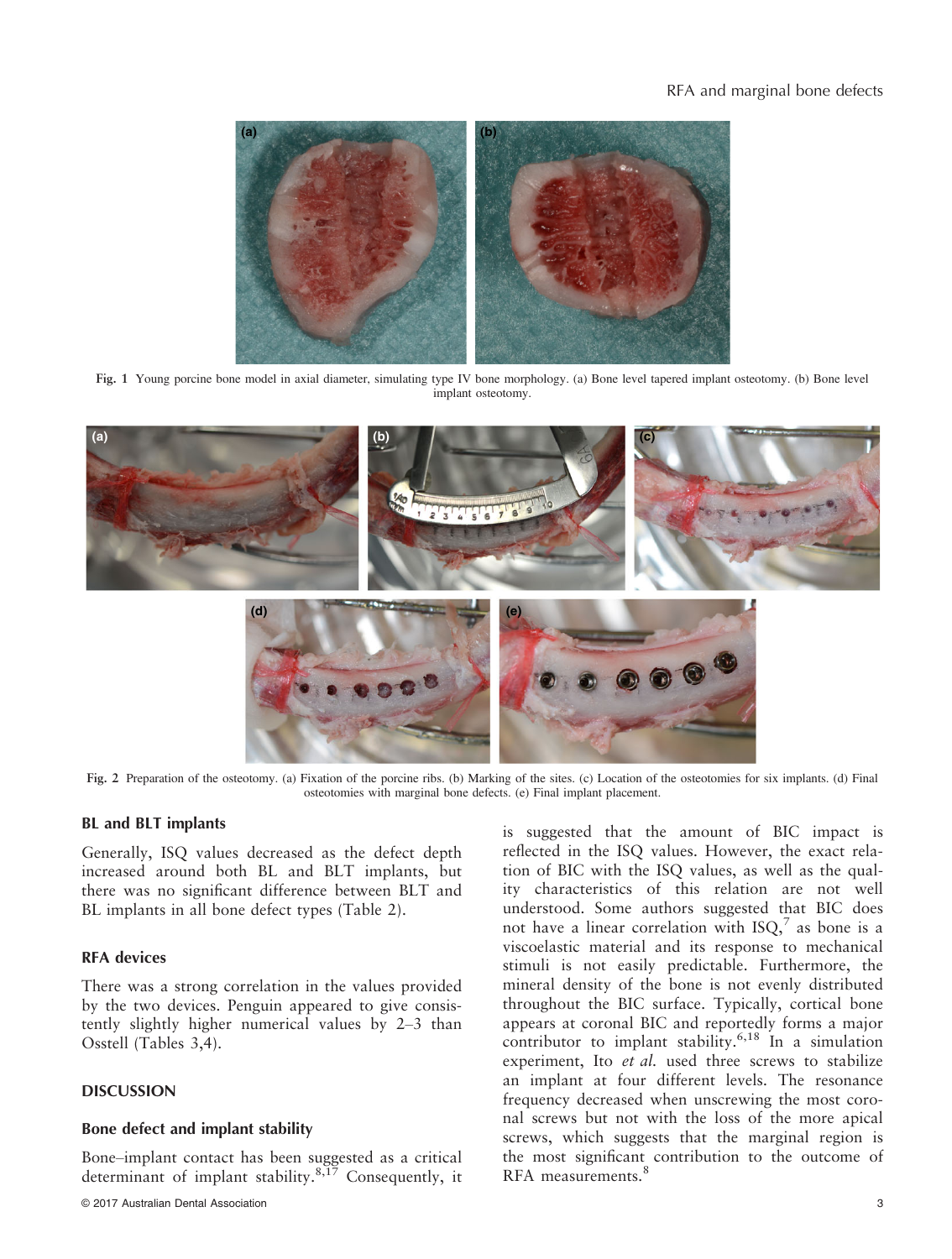Fig. 1 Young porcine bone model in axial diameter, simulating type IV bone morphology. (a) Bone level tapered implant osteotomy. (b) Bone level implant osteotomy.

Fig. 2 Preparation of the osteotomy. (a) Fixation of the porcine ribs. (b) Marking of the sites. (c) Location of the osteotomies for six implants. (d) Final osteotomies with marginal bone defects. (e) Final implant placement.

### BL and BLT implants

Generally, ISQ values decreased as the defect depth increased around both BL and BLT implants, but there was no significant difference between BLT and BL implants in all bone defect types (Table 2).

### RFA devices

There was a strong correlation in the values provided by the two devices. Penguin appeared to give consistently slightly higher numerical values by 2–3 than Osstell (Tables 3,4).

## DISCUSSION

### Bone defect and implant stability

Bone–implant contact has been suggested as a critical determinant of implant stability.[8,17] Consequently, it is suggested that the amount of BIC impact is reflected in the ISQ values. However, the exact relation of BIC with the ISQ values, as well as the quality characteristics of this relation are not well understood. Some authors suggested that BIC does not have a linear correlation with ISQ,[7] as bone is a viscoelastic material and its response to mechanical stimuli is not easily predictable. Furthermore, the mineral density of the bone is not evenly distributed throughout the BIC surface. Typically, cortical bone appears at coronal BIC and reportedly forms a major contributor to implant stability.[6,18] In a simulation experiment, Ito *et al.* used three screws to stabilize an implant at four different levels. The resonance frequency decreased when unscrewing the most coronal screws but not with the loss of the more apical screws, which suggests that the marginal region is the most significant contribution to the outcome of RFA measurements.[8]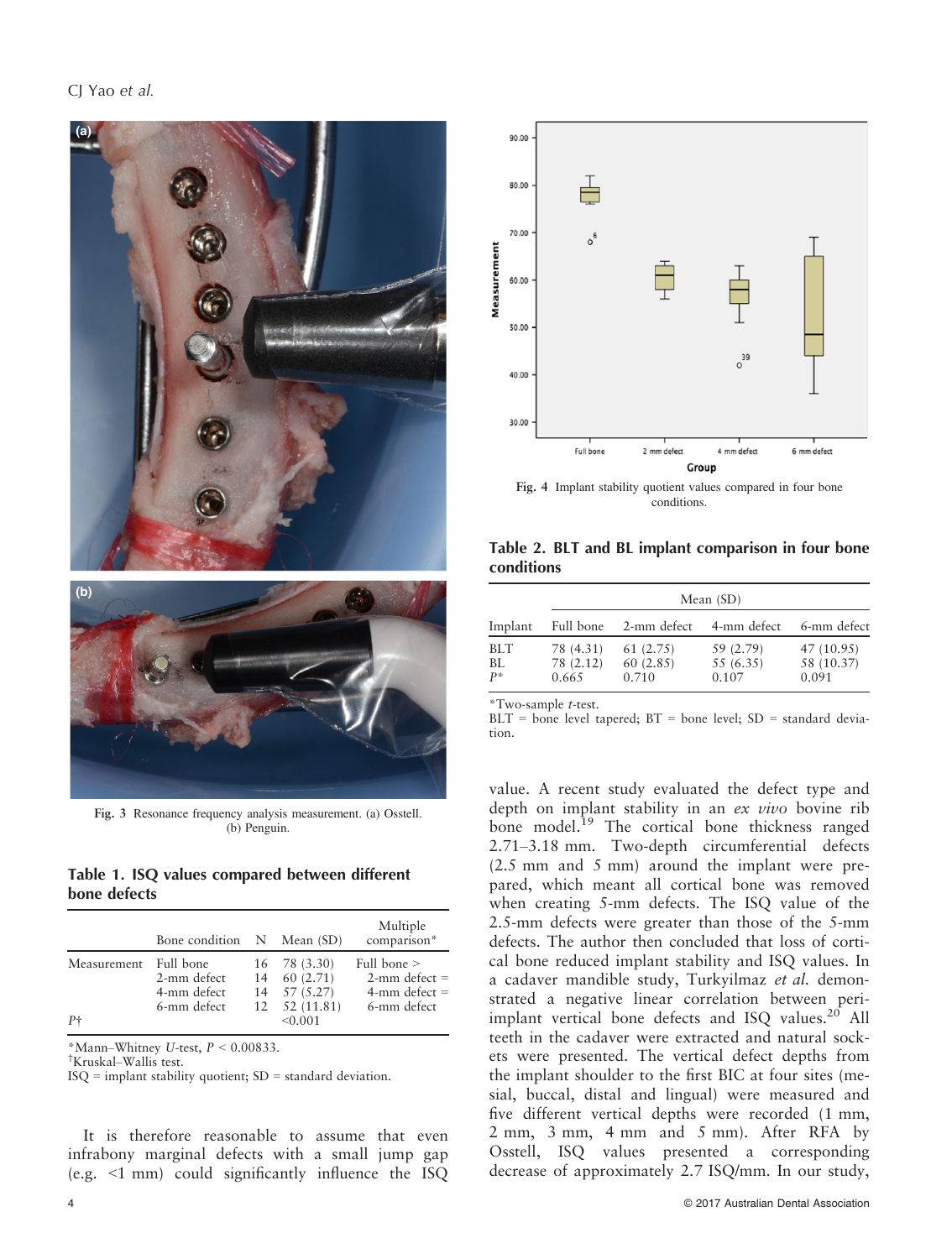Fig. 3 Resonance frequency analysis measurement. (a) Osstell. (b) Penguin.

**Table 1. ISQ values compared between different bone defects**

| | Bone condition | N | Mean (SD) | Multiple comparison* |
|---|---|---|---|---|
| Measurement | Full bone | 16 | 78 (3.30) | Full bone > |
| | 2-mm defect | 14 | 60 (2.71) | 2-mm defect = |
| | 4-mm defect | 14 | 57 (5.27) | 4-mm defect = |
| | 6-mm defect | 12 | 52 (11.81) | 6-mm defect |
| P† | | | <0.001 | |

*Mann–Whitney U-test, $P < 0.00833$.
†Kruskal–Wallis test.
ISQ = implant stability quotient; SD = standard deviation.

It is therefore reasonable to assume that even infrabony marginal defects with a small jump gap (e.g. <1 mm) could significantly influence the ISQ value. A recent study evaluated the defect type and depth on implant stability in an *ex vivo* bovine rib bone model.[19] The cortical bone thickness ranged 2.71–3.18 mm. Two-depth circumferential defects (2.5 mm and 5 mm) around the implant were prepared, which meant all cortical bone was removed when creating 5-mm defects. The ISQ value of the 2.5-mm defects were greater than those of the 5-mm defects. The author then concluded that loss of cortical bone reduced implant stability and ISQ values. In a cadaver mandible study, Turkyilmaz *et al.* demonstrated a negative linear correlation between peri-implant vertical bone defects and ISQ values.[20] All teeth in the cadaver were extracted and natural sockets were presented. The vertical defect depths from the implant shoulder to the first BIC at four sites (mesial, buccal, distal and lingual) were measured and five different vertical depths were recorded (1 mm, 2 mm, 3 mm, 4 mm and 5 mm). After RFA by Osstell, ISQ values presented a corresponding decrease of approximately 2.7 ISQ/mm. In our study,

Fig. 4 Implant stability quotient values compared in four bone conditions.

**Table 2. BLT and BL implant comparison in four bone conditions**

| | Mean (SD) | | | |
|---|---|---|---|---|
| Implant | Full bone | 2-mm defect | 4-mm defect | 6-mm defect |
| BLT | 78 (4.31) | 61 (2.75) | 59 (2.79) | 47 (10.95) |
| BL | 78 (2.12) | 60 (2.85) | 55 (6.35) | 58 (10.37) |
| P* | 0.665 | 0.710 | 0.107 | 0.091 |

*Two-sample t-test.
BLT = bone level tapered; BT = bone level; SD = standard deviation.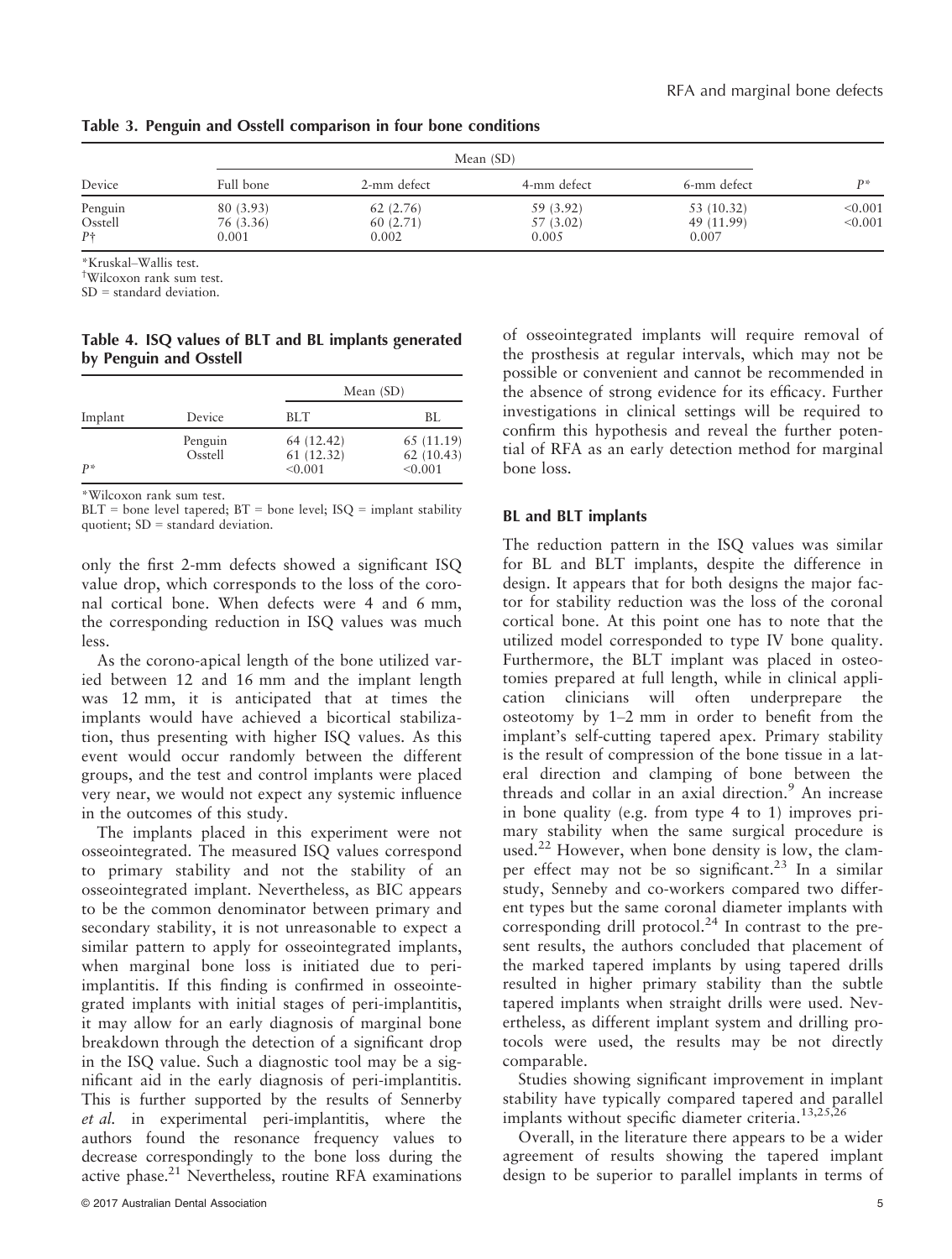**Table 3. Penguin and Osstell comparison in four bone conditions**

| Device | Mean (SD) | | | | $P$* |
|---|---|---|---|---|---|
| | Full bone | 2-mm defect | 4-mm defect | 6-mm defect | |
| Penguin | 80 (3.93) | 62 (2.76) | 59 (3.92) | 53 (10.32) | <0.001 |
| Osstell | 76 (3.36) | 60 (2.71) | 57 (3.02) | 49 (11.99) | <0.001 |
| $P$† | 0.001 | 0.002 | 0.005 | 0.007 | |

*Kruskal–Wallis test.
†Wilcoxon rank sum test.
SD = standard deviation.

**Table 4. ISQ values of BLT and BL implants generated by Penguin and Osstell**

| Implant | Device | Mean (SD) | |
|---|---|---|---|
| | | BLT | BL |
| | Penguin | 64 (12.42) | 65 (11.19) |
| | Osstell | 61 (12.32) | 62 (10.43) |
| $P$* | | <0.001 | <0.001 |

*Wilcoxon rank sum test.
BLT = bone level tapered; BT = bone level; ISQ = implant stability quotient; SD = standard deviation.

only the first 2-mm defects showed a significant ISQ value drop, which corresponds to the loss of the coronal cortical bone. When defects were 4 and 6 mm, the corresponding reduction in ISQ values was much less.

As the corono-apical length of the bone utilized varied between 12 and 16 mm and the implant length was 12 mm, it is anticipated that at times the implants would have achieved a bicortical stabilization, thus presenting with higher ISQ values. As this event would occur randomly between the different groups, and the test and control implants were placed very near, we would not expect any systemic influence in the outcomes of this study.

The implants placed in this experiment were not osseointegrated. The measured ISQ values correspond to primary stability and not the stability of an osseointegrated implant. Nevertheless, as BIC appears to be the common denominator between primary and secondary stability, it is not unreasonable to expect a similar pattern to apply for osseointegrated implants, when marginal bone loss is initiated due to peri-implantitis. If this finding is confirmed in osseointegrated implants with initial stages of peri-implantitis, it may allow for an early diagnosis of marginal bone breakdown through the detection of a significant drop in the ISQ value. Such a diagnostic tool may be a significant aid in the early diagnosis of peri-implantitis. This is further supported by the results of Sennerby *et al.* in experimental peri-implantitis, where the authors found the resonance frequency values to decrease correspondingly to the bone loss during the active phase.[21] Nevertheless, routine RFA examinations of osseointegrated implants will require removal of the prosthesis at regular intervals, which may not be possible or convenient and cannot be recommended in the absence of strong evidence for its efficacy. Further investigations in clinical settings will be required to confirm this hypothesis and reveal the further potential of RFA as an early detection method for marginal bone loss.

### BL and BLT implants

The reduction pattern in the ISQ values was similar for BL and BLT implants, despite the difference in design. It appears that for both designs the major factor for stability reduction was the loss of the coronal cortical bone. At this point one has to note that the utilized model corresponded to type IV bone quality. Furthermore, the BLT implant was placed in osteotomies prepared at full length, while in clinical application clinicians will often underprepare the osteotomy by 1–2 mm in order to benefit from the implant's self-cutting tapered apex. Primary stability is the result of compression of the bone tissue in a lateral direction and clamping of bone between the threads and collar in an axial direction.[9] An increase in bone quality (e.g. from type 4 to 1) improves primary stability when the same surgical procedure is used.[22] However, when bone density is low, the clamper effect may not be so significant.[23] In a similar study, Senneby and co-workers compared two different types but the same coronal diameter implants with corresponding drill protocol.[24] In contrast to the present results, the authors concluded that placement of the marked tapered implants by using tapered drills resulted in higher primary stability than the subtle tapered implants when straight drills were used. Nevertheless, as different implant system and drilling protocols were used, the results may be not directly comparable.

Studies showing significant improvement in implant stability have typically compared tapered and parallel implants without specific diameter criteria.[13,25,26]

Overall, in the literature there appears to be a wider agreement of results showing the tapered implant design to be superior to parallel implants in terms of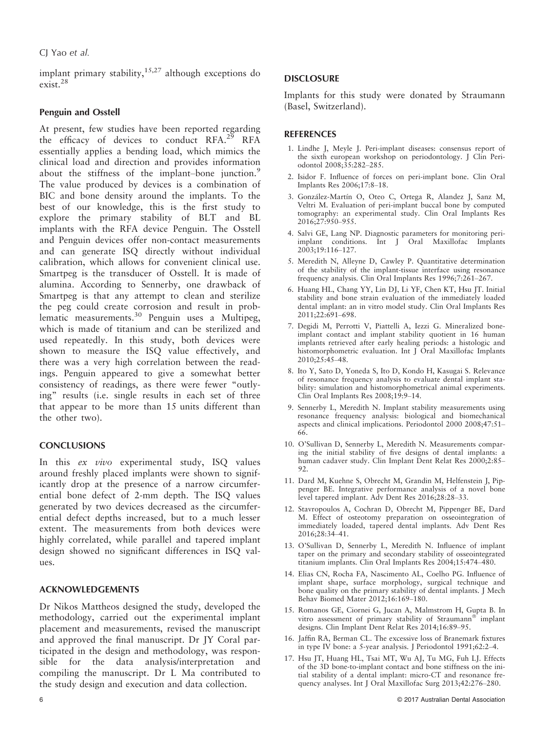implant primary stability,[15,27] although exceptions do exist.[28]

### Penguin and Osstell

At present, few studies have been reported regarding the efficacy of devices to conduct RFA.[29] RFA essentially applies a bending load, which mimics the clinical load and direction and provides information about the stiffness of the implant–bone junction.[9] The value produced by devices is a combination of BIC and bone density around the implants. To the best of our knowledge, this is the first study to explore the primary stability of BLT and BL implants with the RFA device Penguin. The Osstell and Penguin devices offer non-contact measurements and can generate ISQ directly without individual calibration, which allows for convenient clinical use. Smartpeg is the transducer of Osstell. It is made of alumina. According to Sennerby, one drawback of Smartpeg is that any attempt to clean and sterilize the peg could create corrosion and result in problematic measurements.[30] Penguin uses a Multipeg, which is made of titanium and can be sterilized and used repeatedly. In this study, both devices were shown to measure the ISQ value effectively, and there was a very high correlation between the readings. Penguin appeared to give a somewhat better consistency of readings, as there were fewer "outlying" results (i.e. single results in each set of three that appear to be more than 15 units different than the other two).

## CONCLUSIONS

In this *ex vivo* experimental study, ISQ values around freshly placed implants were shown to significantly drop at the presence of a narrow circumferential bone defect of 2-mm depth. The ISQ values generated by two devices decreased as the circumferential defect depths increased, but to a much lesser extent. The measurements from both devices were highly correlated, while parallel and tapered implant design showed no significant differences in ISQ values.

## ACKNOWLEDGEMENTS

Dr Nikos Mattheos designed the study, developed the methodology, carried out the experimental implant placement and measurements, revised the manuscript and approved the final manuscript. Dr JY Coral participated in the design and methodology, was responsible for the data analysis/interpretation and compiling the manuscript. Dr L Ma contributed to the study design and execution and data collection.

## DISCLOSURE

Implants for this study were donated by Straumann (Basel, Switzerland).

## REFERENCES

1. Lindhe J, Meyle J. Peri-implant diseases: consensus report of the sixth european workshop on periodontology. J Clin Periodontol 2008;35:282–285.
2. Isidor F. Influence of forces on peri-implant bone. Clin Oral Implants Res 2006;17:8–18.
3. González-Martín O, Oteo C, Ortega R, Alandez J, Sanz M, Veltri M. Evaluation of peri-implant buccal bone by computed tomography: an experimental study. Clin Oral Implants Res 2016;27:950–955.
4. Salvi GE, Lang NP. Diagnostic parameters for monitoring peri-implant conditions. Int J Oral Maxillofac Implants 2003;19:116–127.
5. Meredith N, Alleyne D, Cawley P. Quantitative determination of the stability of the implant-tissue interface using resonance frequency analysis. Clin Oral Implants Res 1996;7:261–267.
6. Huang HL, Chang YY, Lin DJ, Li YF, Chen KT, Hsu JT. Initial stability and bone strain evaluation of the immediately loaded dental implant: an in vitro model study. Clin Oral Implants Res 2011;22:691–698.
7. Degidi M, Perrotti V, Piattelli A, Iezzi G. Mineralized bone-implant contact and implant stability quotient in 16 human implants retrieved after early healing periods: a histologic and histomorphometric evaluation. Int J Oral Maxillofac Implants 2010;25:45–48.
8. Ito Y, Sato D, Yoneda S, Ito D, Kondo H, Kasugai S. Relevance of resonance frequency analysis to evaluate dental implant stability: simulation and histomorphometrical animal experiments. Clin Oral Implants Res 2008;19:9–14.
9. Sennerby L, Meredith N. Implant stability measurements using resonance frequency analysis: biological and biomechanical aspects and clinical implications. Periodontol 2000 2008;47:51–66.
10. O'Sullivan D, Sennerby L, Meredith N. Measurements comparing the initial stability of five designs of dental implants: a human cadaver study. Clin Implant Dent Relat Res 2000;2:85–92.
11. Dard M, Kuehne S, Obrecht M, Grandin M, Helfenstein J, Pippenger BE. Integrative performance analysis of a novel bone level tapered implant. Adv Dent Res 2016;28:28–33.
12. Stavropoulos A, Cochran D, Obrecht M, Pippenger BE, Dard M. Effect of osteotomy preparation on osseointegration of immediately loaded, tapered dental implants. Adv Dent Res 2016;28:34–41.
13. O'Sullivan D, Sennerby L, Meredith N. Influence of implant taper on the primary and secondary stability of osseointegrated titanium implants. Clin Oral Implants Res 2004;15:474–480.
14. Elias CN, Rocha FA, Nascimento AL, Coelho PG. Influence of implant shape, surface morphology, surgical technique and bone quality on the primary stability of dental implants. J Mech Behav Biomed Mater 2012;16:169–180.
15. Romanos GE, Ciornei G, Jucan A, Malmstrom H, Gupta B. In vitro assessment of primary stability of Straumann® implant designs. Clin Implant Dent Relat Res 2014;16:89–95.
16. Jaffin RA, Berman CL. The excessive loss of Branemark fixtures in type IV bone: a 5-year analysis. J Periodontol 1991;62:2–4.
17. Hsu JT, Huang HL, Tsai MT, Wu AJ, Tu MG, Fuh LJ. Effects of the 3D bone-to-implant contact and bone stiffness on the initial stability of a dental implant: micro-CT and resonance frequency analyses. Int J Oral Maxillofac Surg 2013;42:276–280.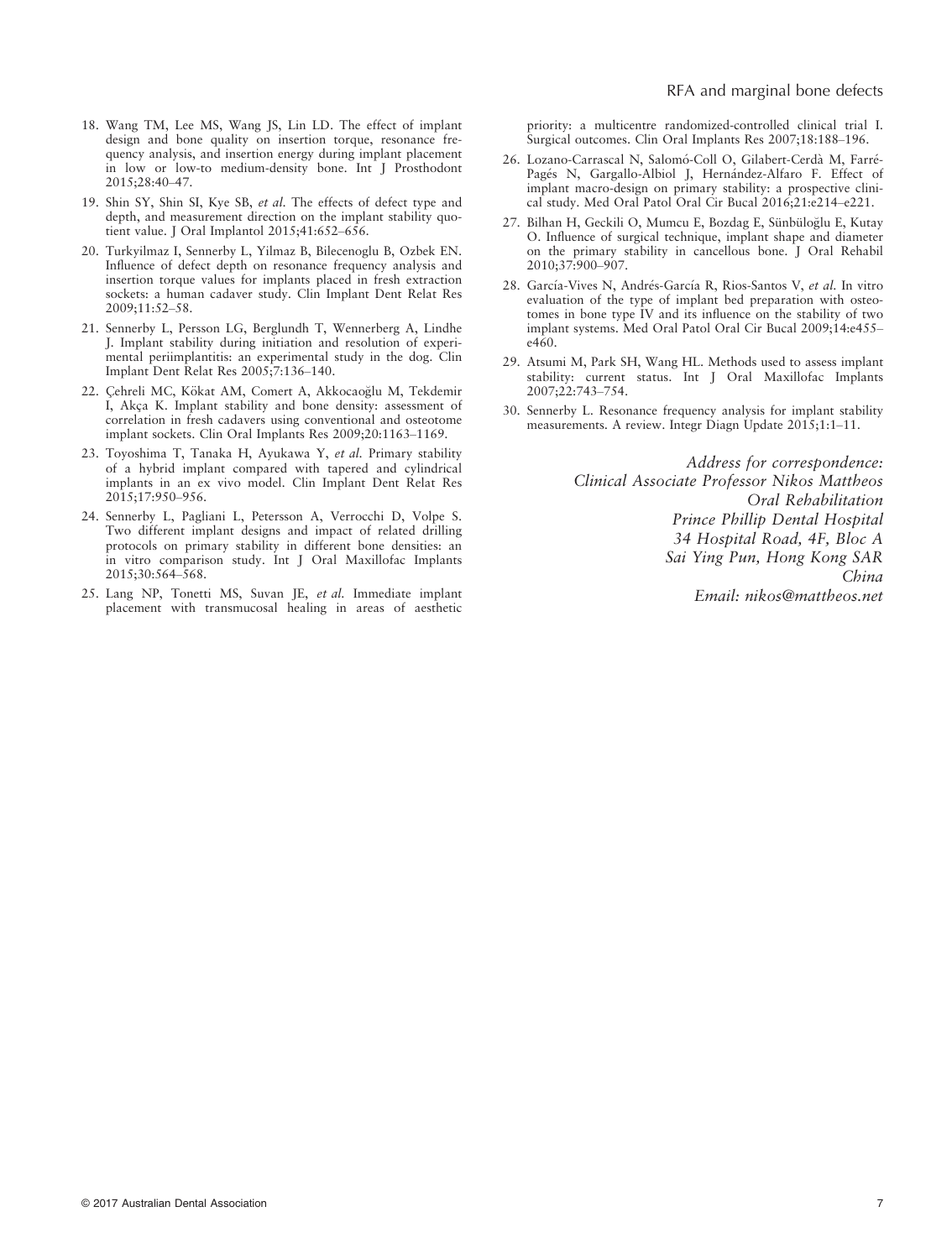18. Wang TM, Lee MS, Wang JS, Lin LD. The effect of implant design and bone quality on insertion torque, resonance frequency analysis, and insertion energy during implant placement in low or low-to medium-density bone. Int J Prosthodont 2015;28:40–47.
19. Shin SY, Shin SI, Kye SB, *et al.* The effects of defect type and depth, and measurement direction on the implant stability quotient value. J Oral Implantol 2015;41:652–656.
20. Turkyilmaz I, Sennerby L, Yilmaz B, Bilecenoglu B, Ozbek EN. Influence of defect depth on resonance frequency analysis and insertion torque values for implants placed in fresh extraction sockets: a human cadaver study. Clin Implant Dent Relat Res 2009;11:52–58.
21. Sennerby L, Persson LG, Berglundh T, Wennerberg A, Lindhe J. Implant stability during initiation and resolution of experimental periimplantitis: an experimental study in the dog. Clin Implant Dent Relat Res 2005;7:136–140.
22. Çehreli MC, Kökat AM, Comert A, Akkocaoğlu M, Tekdemir I, Akça K. Implant stability and bone density: assessment of correlation in fresh cadavers using conventional and osteotome implant sockets. Clin Oral Implants Res 2009;20:1163–1169.
23. Toyoshima T, Tanaka H, Ayukawa Y, *et al.* Primary stability of a hybrid implant compared with tapered and cylindrical implants in an ex vivo model. Clin Implant Dent Relat Res 2015;17:950–956.
24. Sennerby L, Pagliani L, Petersson A, Verrocchi D, Volpe S. Two different implant designs and impact of related drilling protocols on primary stability in different bone densities: an in vitro comparison study. Int J Oral Maxillofac Implants 2015;30:564–568.
25. Lang NP, Tonetti MS, Suvan JE, *et al.* Immediate implant placement with transmucosal healing in areas of aesthetic priority: a multicentre randomized-controlled clinical trial I. Surgical outcomes. Clin Oral Implants Res 2007;18:188–196.
26. Lozano-Carrascal N, Salomó-Coll O, Gilabert-Cerdà M, Farré-Pagés N, Gargallo-Albiol J, Hernández-Alfaro F. Effect of implant macro-design on primary stability: a prospective clinical study. Med Oral Patol Oral Cir Bucal 2016;21:e214–e221.
27. Bilhan H, Geckili O, Mumcu E, Bozdag E, Sünbüloğlu E, Kutay O. Influence of surgical technique, implant shape and diameter on the primary stability in cancellous bone. J Oral Rehabil 2010;37:900–907.
28. García-Vives N, Andrés-García R, Rios-Santos V, *et al.* In vitro evaluation of the type of implant bed preparation with osteotomes in bone type IV and its influence on the stability of two implant systems. Med Oral Patol Oral Cir Bucal 2009;14:e455–e460.
29. Atsumi M, Park SH, Wang HL. Methods used to assess implant stability: current status. Int J Oral Maxillofac Implants 2007;22:743–754.
30. Sennerby L. Resonance frequency analysis for implant stability measurements. A review. Integr Diagn Update 2015;1:1–11.

*Address for correspondence:*
*Clinical Associate Professor Nikos Mattheos*
*Oral Rehabilitation*
*Prince Phillip Dental Hospital*
*34 Hospital Road, 4F, Bloc A*
*Sai Ying Pun, Hong Kong SAR*
*China*
*Email: nikos@mattheos.net*

© 2017 Australian Dental Association